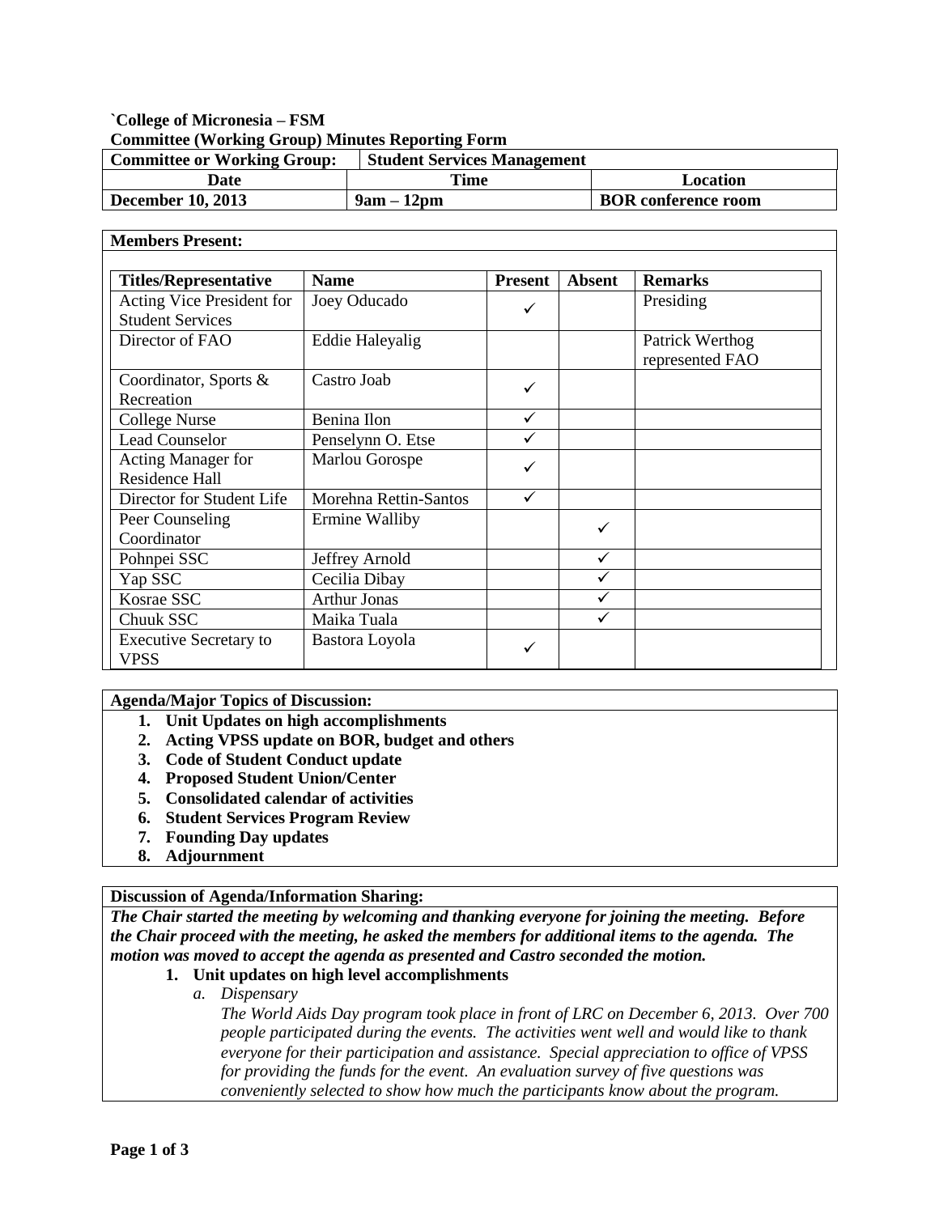`College of Micronesia – FSM

**Committee (Working Group) Minutes Reporting Form**

| Committee or Working Group: | Student Services Management | |
|---|---|---|
| **Date** | **Time** | **Location** |
| **December 10, 2013** | **9am – 12pm** | **BOR conference room** |

**Members Present:**

| Titles/Representative | Name | Present | Absent | Remarks |
|---|---|---|---|---|
| Acting Vice President for Student Services | Joey Oducado | ✓ | | Presiding |
| Director of FAO | Eddie Haleyalig | | | Patrick Werthog represented FAO |
| Coordinator, Sports & Recreation | Castro Joab | ✓ | | |
| College Nurse | Benina Ilon | ✓ | | |
| Lead Counselor | Penselynn O. Etse | ✓ | | |
| Acting Manager for Residence Hall | Marlou Gorospe | ✓ | | |
| Director for Student Life | Morehna Rettin-Santos | ✓ | | |
| Peer Counseling Coordinator | Ermine Walliby | | ✓ | |
| Pohnpei SSC | Jeffrey Arnold | | ✓ | |
| Yap SSC | Cecilia Dibay | | ✓ | |
| Kosrae SSC | Arthur Jonas | | ✓ | |
| Chuuk SSC | Maika Tuala | | ✓ | |
| Executive Secretary to VPSS | Bastora Loyola | ✓ | | |

**Agenda/Major Topics of Discussion:**

1. **Unit Updates on high accomplishments**
2. **Acting VPSS update on BOR, budget and others**
3. **Code of Student Conduct update**
4. **Proposed Student Union/Center**
5. **Consolidated calendar of activities**
6. **Student Services Program Review**
7. **Founding Day updates**
8. **Adjournment**

**Discussion of Agenda/Information Sharing:**

***The Chair started the meeting by welcoming and thanking everyone for joining the meeting. Before the Chair proceed with the meeting, he asked the members for additional items to the agenda. The motion was moved to accept the agenda as presented and Castro seconded the motion.***

1. **Unit updates on high level accomplishments**
   a. *Dispensary*

      *The World Aids Day program took place in front of LRC on December 6, 2013. Over 700 people participated during the events. The activities went well and would like to thank everyone for their participation and assistance. Special appreciation to office of VPSS for providing the funds for the event. An evaluation survey of five questions was conveniently selected to show how much the participants know about the program.*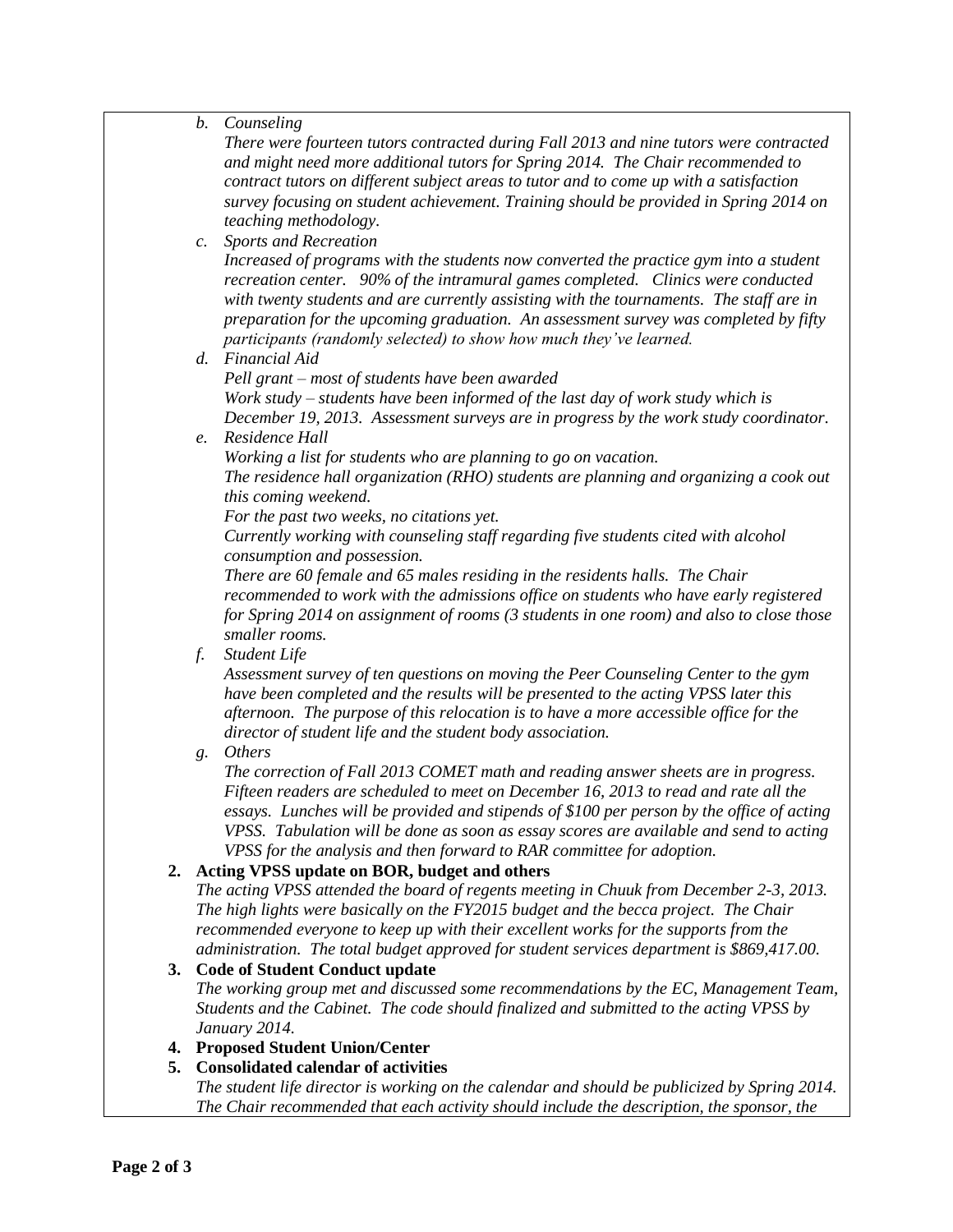b. *Counseling*

   *There were fourteen tutors contracted during Fall 2013 and nine tutors were contracted and might need more additional tutors for Spring 2014. The Chair recommended to contract tutors on different subject areas to tutor and to come up with a satisfaction survey focusing on student achievement. Training should be provided in Spring 2014 on teaching methodology.*

c. *Sports and Recreation*

   *Increased of programs with the students now converted the practice gym into a student recreation center. 90% of the intramural games completed. Clinics were conducted with twenty students and are currently assisting with the tournaments. The staff are in preparation for the upcoming graduation. An assessment survey was completed by fifty participants (randomly selected) to show how much they've learned.*

d. *Financial Aid*

   *Pell grant – most of students have been awarded*

   *Work study – students have been informed of the last day of work study which is December 19, 2013. Assessment surveys are in progress by the work study coordinator.*

e. *Residence Hall*

   *Working a list for students who are planning to go on vacation.*

   *The residence hall organization (RHO) students are planning and organizing a cook out this coming weekend.*

   *For the past two weeks, no citations yet.*

   *Currently working with counseling staff regarding five students cited with alcohol consumption and possession.*

   *There are 60 female and 65 males residing in the residents halls. The Chair recommended to work with the admissions office on students who have early registered for Spring 2014 on assignment of rooms (3 students in one room) and also to close those smaller rooms.*

f. *Student Life*

   *Assessment survey of ten questions on moving the Peer Counseling Center to the gym have been completed and the results will be presented to the acting VPSS later this afternoon. The purpose of this relocation is to have a more accessible office for the director of student life and the student body association.*

g. *Others*

   *The correction of Fall 2013 COMET math and reading answer sheets are in progress. Fifteen readers are scheduled to meet on December 16, 2013 to read and rate all the essays. Lunches will be provided and stipends of $100 per person by the office of acting VPSS. Tabulation will be done as soon as essay scores are available and send to acting VPSS for the analysis and then forward to RAR committee for adoption.*

2. **Acting VPSS update on BOR, budget and others**

   *The acting VPSS attended the board of regents meeting in Chuuk from December 2-3, 2013. The high lights were basically on the FY2015 budget and the becca project. The Chair recommended everyone to keep up with their excellent works for the supports from the administration. The total budget approved for student services department is $869,417.00.*

3. **Code of Student Conduct update**

   *The working group met and discussed some recommendations by the EC, Management Team, Students and the Cabinet. The code should finalized and submitted to the acting VPSS by January 2014.*

4. **Proposed Student Union/Center**

5. **Consolidated calendar of activities**

   *The student life director is working on the calendar and should be publicized by Spring 2014. The Chair recommended that each activity should include the description, the sponsor, the*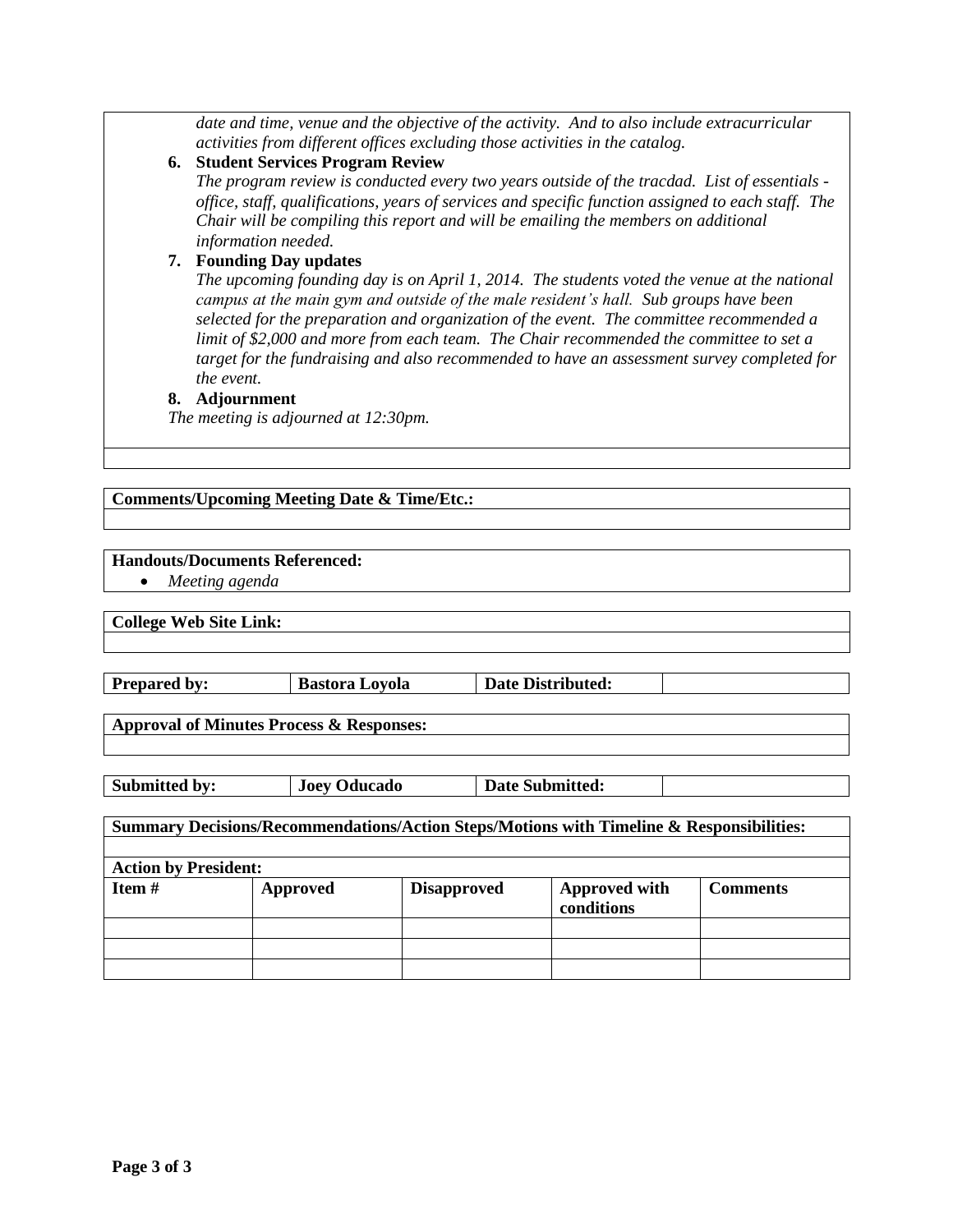*date and time, venue and the objective of the activity. And to also include extracurricular activities from different offices excluding those activities in the catalog.*

6. **Student Services Program Review**
   *The program review is conducted every two years outside of the tracdad. List of essentials - office, staff, qualifications, years of services and specific function assigned to each staff. The Chair will be compiling this report and will be emailing the members on additional information needed.*
7. **Founding Day updates**
   *The upcoming founding day is on April 1, 2014. The students voted the venue at the national campus at the main gym and outside of the male resident's hall. Sub groups have been selected for the preparation and organization of the event. The committee recommended a limit of $2,000 and more from each team. The Chair recommended the committee to set a target for the fundraising and also recommended to have an assessment survey completed for the event.*
8. **Adjournment**
   *The meeting is adjourned at 12:30pm.*

**Comments/Upcoming Meeting Date & Time/Etc.:**

**Handouts/Documents Referenced:**

- *Meeting agenda*

**College Web Site Link:**

| | | | |
|---|---|---|---|
| **Prepared by:** | **Bastora Loyola** | **Date Distributed:** | |

**Approval of Minutes Process & Responses:**

| | | | |
|---|---|---|---|
| **Submitted by:** | **Joey Oducado** | **Date Submitted:** | |

**Summary Decisions/Recommendations/Action Steps/Motions with Timeline & Responsibilities:**

**Action by President:**

| Item # | Approved | Disapproved | Approved with conditions | Comments |
|---|---|---|---|---|
| | | | | |
| | | | | |
| | | | | |